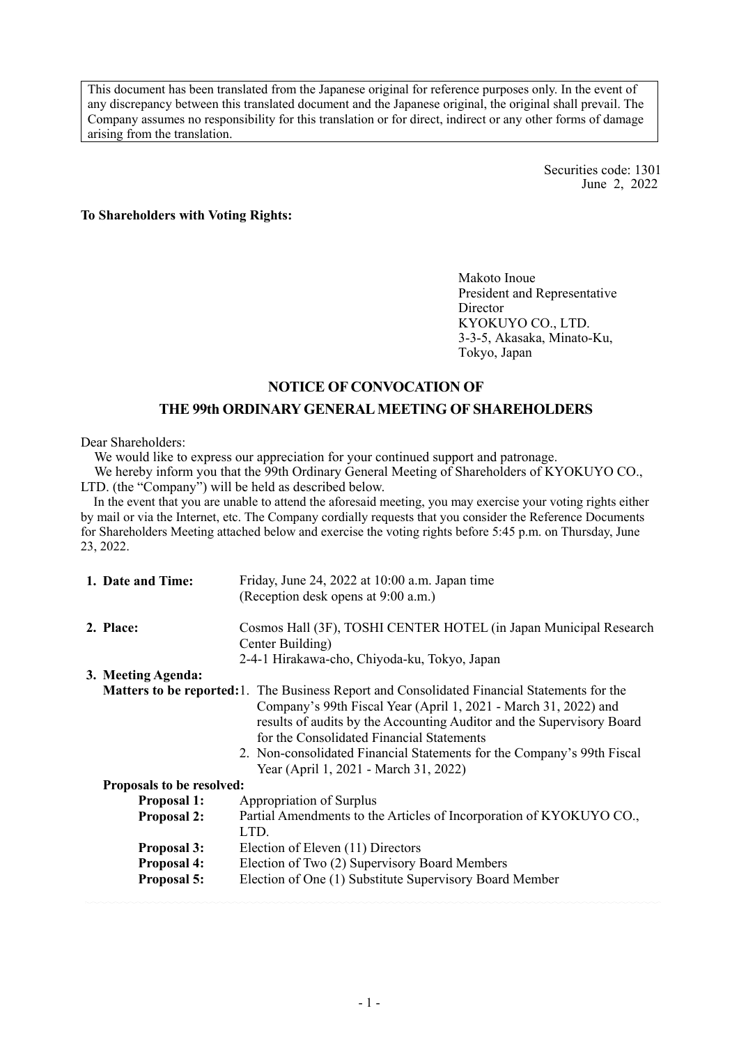This document has been translated from the Japanese original for reference purposes only. In the event of any discrepancy between this translated document and the Japanese original, the original shall prevail. The Company assumes no responsibility for this translation or for direct, indirect or any other forms of damage arising from the translation.

Securities code: 1301
June 2, 2022

**To Shareholders with Voting Rights:**

Makoto Inoue
President and Representative Director
KYOKUYO CO., LTD.
3-3-5, Akasaka, Minato-Ku, Tokyo, Japan

## NOTICE OF CONVOCATION OF THE 99th ORDINARY GENERAL MEETING OF SHAREHOLDERS

Dear Shareholders:

We would like to express our appreciation for your continued support and patronage.

We hereby inform you that the 99th Ordinary General Meeting of Shareholders of KYOKUYO CO., LTD. (the "Company") will be held as described below.

In the event that you are unable to attend the aforesaid meeting, you may exercise your voting rights either by mail or via the Internet, etc. The Company cordially requests that you consider the Reference Documents for Shareholders Meeting attached below and exercise the voting rights before 5:45 p.m. on Thursday, June 23, 2022.

**1. Date and Time:** Friday, June 24, 2022 at 10:00 a.m. Japan time
(Reception desk opens at 9:00 a.m.)

**2. Place:** Cosmos Hall (3F), TOSHI CENTER HOTEL (in Japan Municipal Research Center Building)
2-4-1 Hirakawa-cho, Chiyoda-ku, Tokyo, Japan

**3. Meeting Agenda:**

**Matters to be reported:**

1. The Business Report and Consolidated Financial Statements for the Company's 99th Fiscal Year (April 1, 2021 - March 31, 2022) and results of audits by the Accounting Auditor and the Supervisory Board for the Consolidated Financial Statements
2. Non-consolidated Financial Statements for the Company's 99th Fiscal Year (April 1, 2021 - March 31, 2022)

**Proposals to be resolved:**

**Proposal 1:** Appropriation of Surplus
**Proposal 2:** Partial Amendments to the Articles of Incorporation of KYOKUYO CO., LTD.
**Proposal 3:** Election of Eleven (11) Directors
**Proposal 4:** Election of Two (2) Supervisory Board Members
**Proposal 5:** Election of One (1) Substitute Supervisory Board Member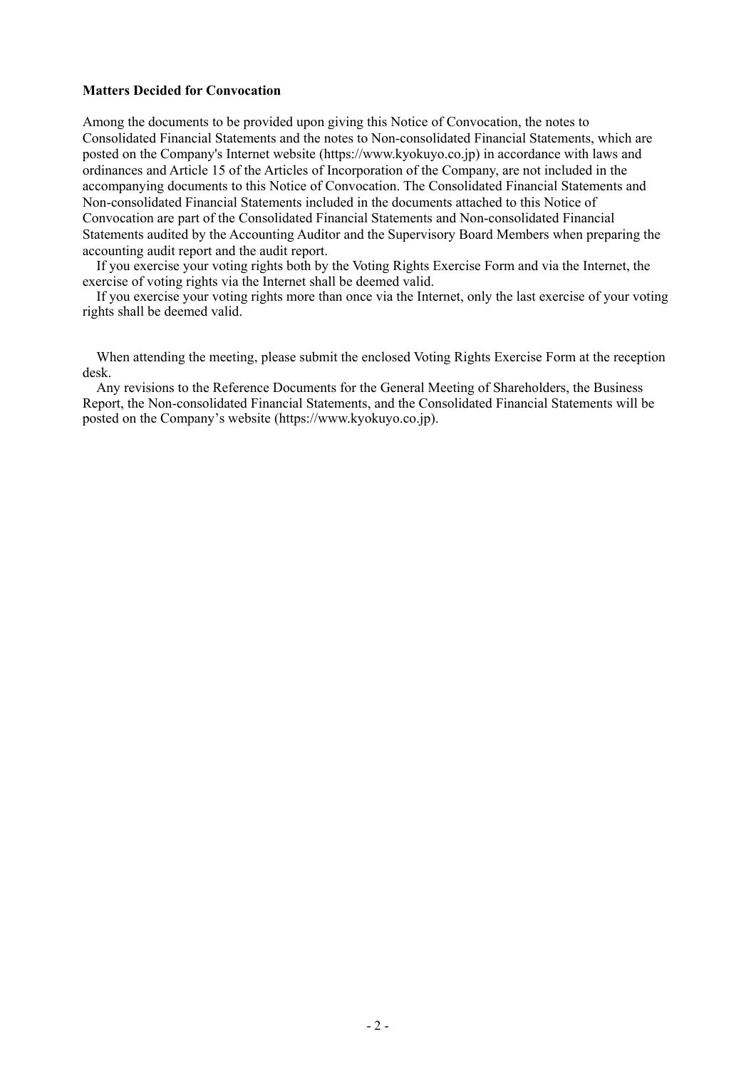**Matters Decided for Convocation**

Among the documents to be provided upon giving this Notice of Convocation, the notes to Consolidated Financial Statements and the notes to Non-consolidated Financial Statements, which are posted on the Company's Internet website (https://www.kyokuyo.co.jp) in accordance with laws and ordinances and Article 15 of the Articles of Incorporation of the Company, are not included in the accompanying documents to this Notice of Convocation. The Consolidated Financial Statements and Non-consolidated Financial Statements included in the documents attached to this Notice of Convocation are part of the Consolidated Financial Statements and Non-consolidated Financial Statements audited by the Accounting Auditor and the Supervisory Board Members when preparing the accounting audit report and the audit report.

If you exercise your voting rights both by the Voting Rights Exercise Form and via the Internet, the exercise of voting rights via the Internet shall be deemed valid.

If you exercise your voting rights more than once via the Internet, only the last exercise of your voting rights shall be deemed valid.

When attending the meeting, please submit the enclosed Voting Rights Exercise Form at the reception desk.

Any revisions to the Reference Documents for the General Meeting of Shareholders, the Business Report, the Non-consolidated Financial Statements, and the Consolidated Financial Statements will be posted on the Company's website (https://www.kyokuyo.co.jp).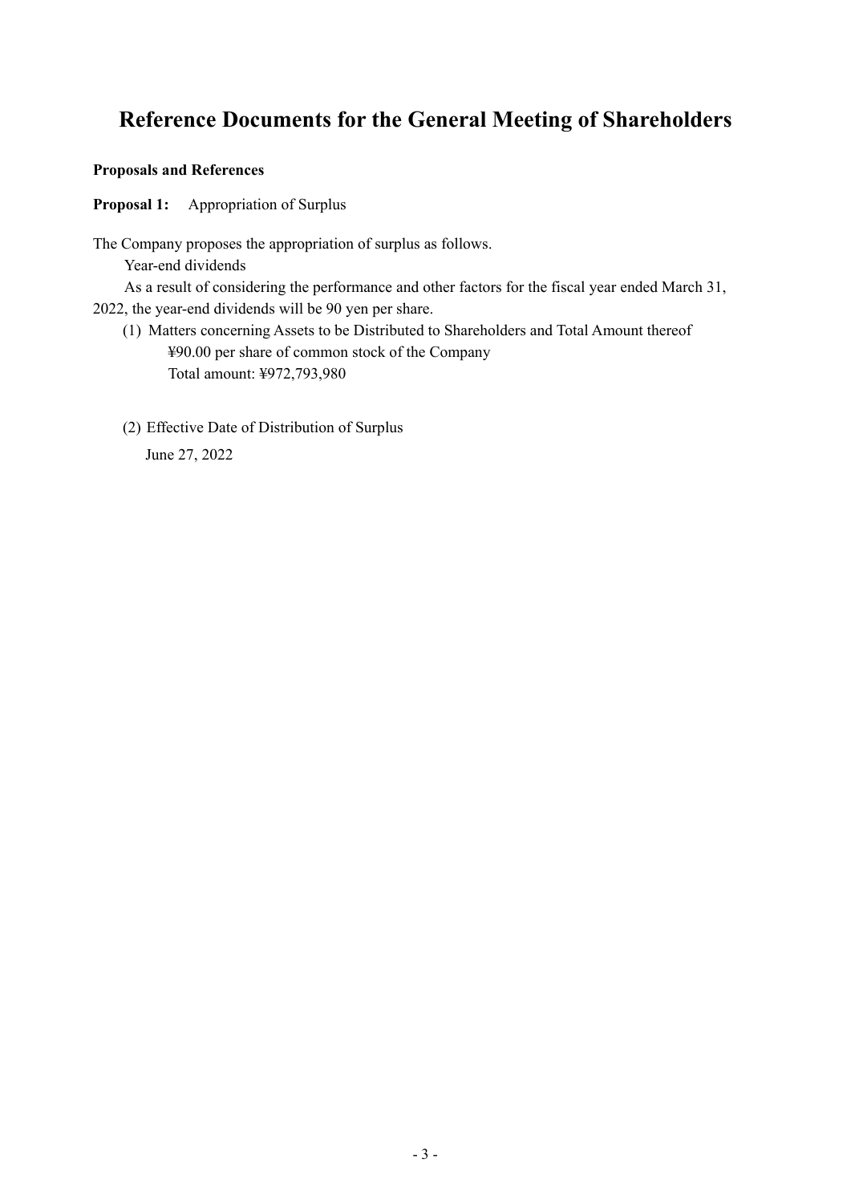# Reference Documents for the General Meeting of Shareholders

**Proposals and References**

**Proposal 1:** Appropriation of Surplus

The Company proposes the appropriation of surplus as follows.

Year-end dividends

As a result of considering the performance and other factors for the fiscal year ended March 31, 2022, the year-end dividends will be 90 yen per share.

(1) Matters concerning Assets to be Distributed to Shareholders and Total Amount thereof

¥90.00 per share of common stock of the Company

Total amount: ¥972,793,980

(2) Effective Date of Distribution of Surplus

June 27, 2022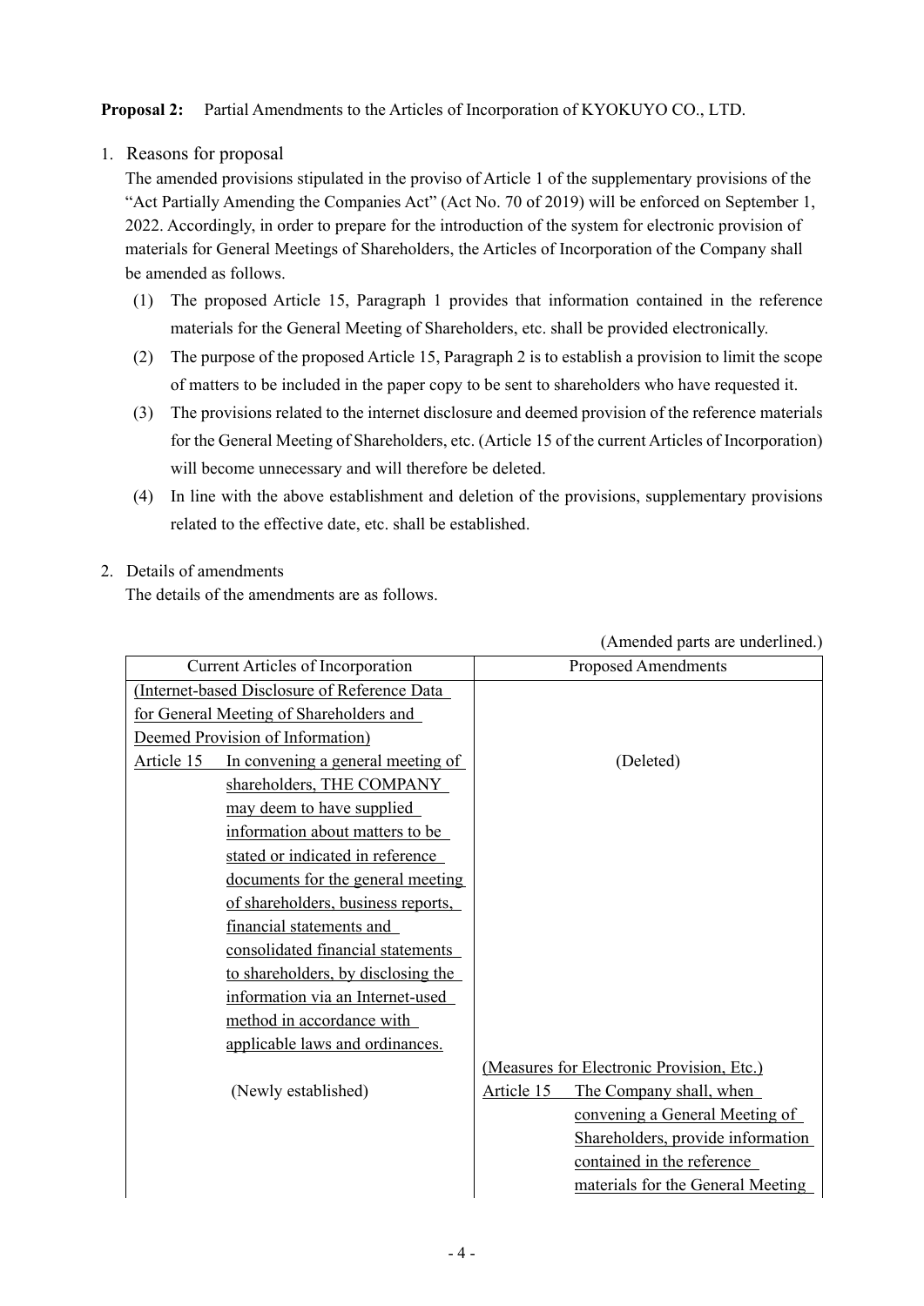**Proposal 2:** Partial Amendments to the Articles of Incorporation of KYOKUYO CO., LTD.

1. Reasons for proposal

   The amended provisions stipulated in the proviso of Article 1 of the supplementary provisions of the "Act Partially Amending the Companies Act" (Act No. 70 of 2019) will be enforced on September 1, 2022. Accordingly, in order to prepare for the introduction of the system for electronic provision of materials for General Meetings of Shareholders, the Articles of Incorporation of the Company shall be amended as follows.

   (1) The proposed Article 15, Paragraph 1 provides that information contained in the reference materials for the General Meeting of Shareholders, etc. shall be provided electronically.

   (2) The purpose of the proposed Article 15, Paragraph 2 is to establish a provision to limit the scope of matters to be included in the paper copy to be sent to shareholders who have requested it.

   (3) The provisions related to the internet disclosure and deemed provision of the reference materials for the General Meeting of Shareholders, etc. (Article 15 of the current Articles of Incorporation) will become unnecessary and will therefore be deleted.

   (4) In line with the above establishment and deletion of the provisions, supplementary provisions related to the effective date, etc. shall be established.

2. Details of amendments

   The details of the amendments are as follows.

(Amended parts are underlined.)

| Current Articles of Incorporation | Proposed Amendments |
|---|---|
| (Internet-based Disclosure of Reference Data for General Meeting of Shareholders and Deemed Provision of Information)<br>Article 15 In convening a general meeting of shareholders, THE COMPANY may deem to have supplied information about matters to be stated or indicated in reference documents for the general meeting of shareholders, business reports, financial statements and consolidated financial statements to shareholders, by disclosing the information via an Internet-used method in accordance with applicable laws and ordinances. | (Deleted) |
| (Newly established) | (Measures for Electronic Provision, Etc.)<br>Article 15 The Company shall, when convening a General Meeting of Shareholders, provide information contained in the reference materials for the General Meeting |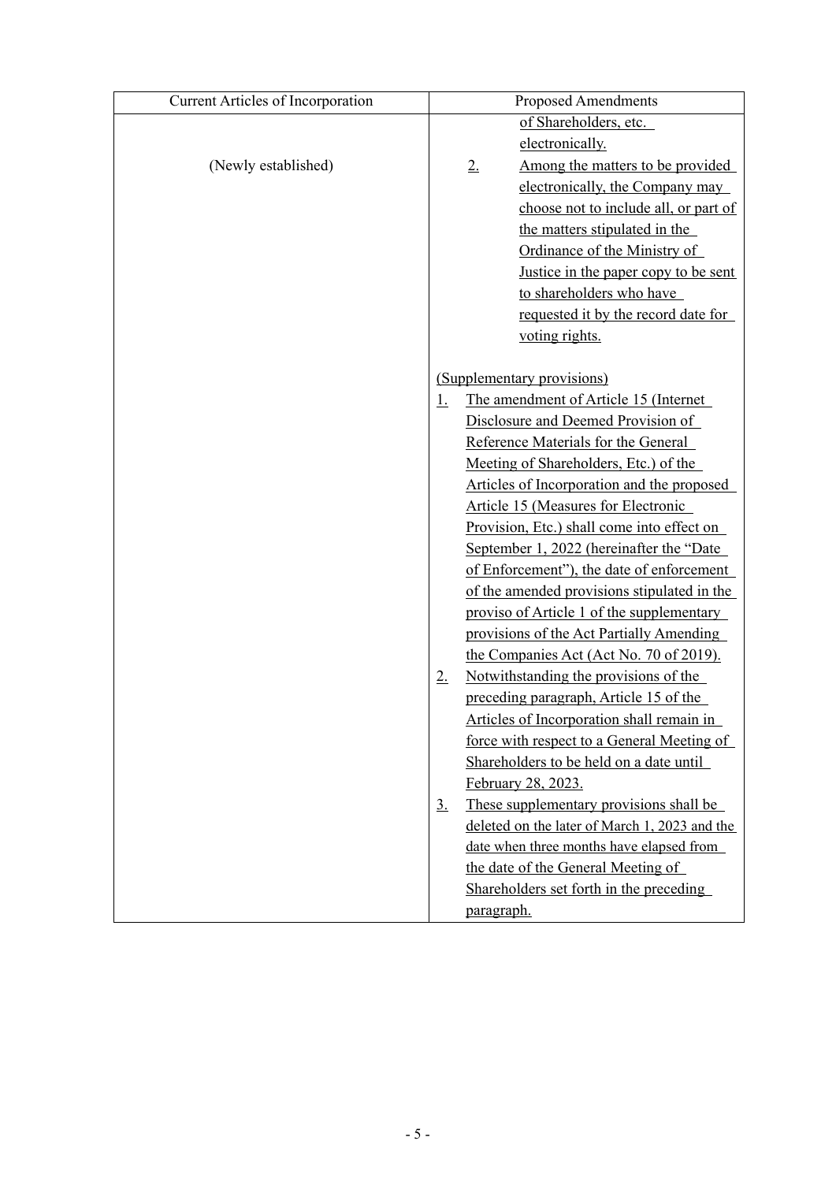| Current Articles of Incorporation | Proposed Amendments |
|---|---|
| (Newly established) | of Shareholders, etc. electronically.<br>2. Among the matters to be provided electronically, the Company may choose not to include all, or part of the matters stipulated in the Ordinance of the Ministry of Justice in the paper copy to be sent to shareholders who have requested it by the record date for voting rights.<br><br>(Supplementary provisions)<br>1. The amendment of Article 15 (Internet Disclosure and Deemed Provision of Reference Materials for the General Meeting of Shareholders, Etc.) of the Articles of Incorporation and the proposed Article 15 (Measures for Electronic Provision, Etc.) shall come into effect on September 1, 2022 (hereinafter the "Date of Enforcement"), the date of enforcement of the amended provisions stipulated in the proviso of Article 1 of the supplementary provisions of the Act Partially Amending the Companies Act (Act No. 70 of 2019).<br>2. Notwithstanding the provisions of the preceding paragraph, Article 15 of the Articles of Incorporation shall remain in force with respect to a General Meeting of Shareholders to be held on a date until February 28, 2023.<br>3. These supplementary provisions shall be deleted on the later of March 1, 2023 and the date when three months have elapsed from the date of the General Meeting of Shareholders set forth in the preceding paragraph. |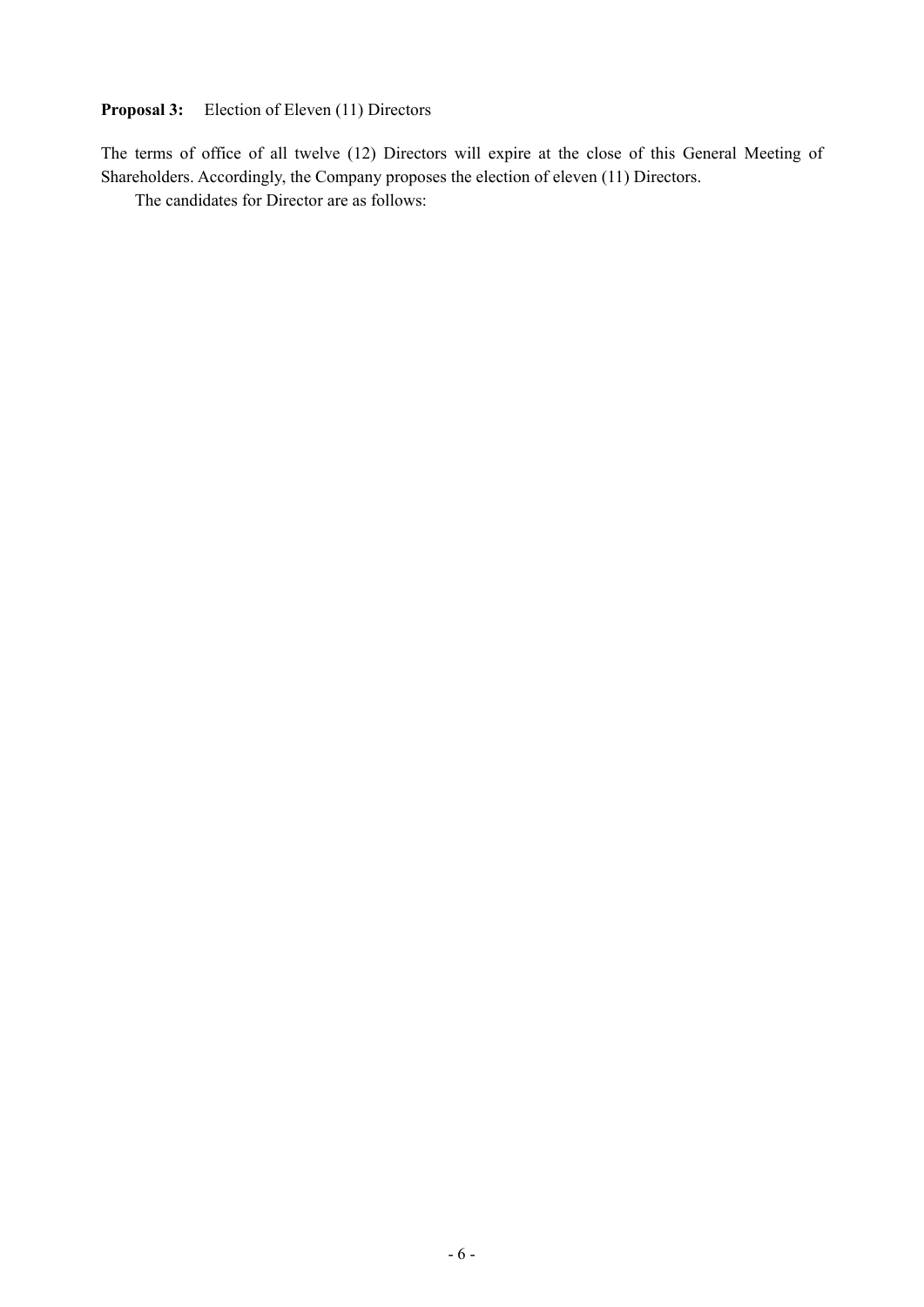**Proposal 3:** Election of Eleven (11) Directors

The terms of office of all twelve (12) Directors will expire at the close of this General Meeting of Shareholders. Accordingly, the Company proposes the election of eleven (11) Directors.

The candidates for Director are as follows: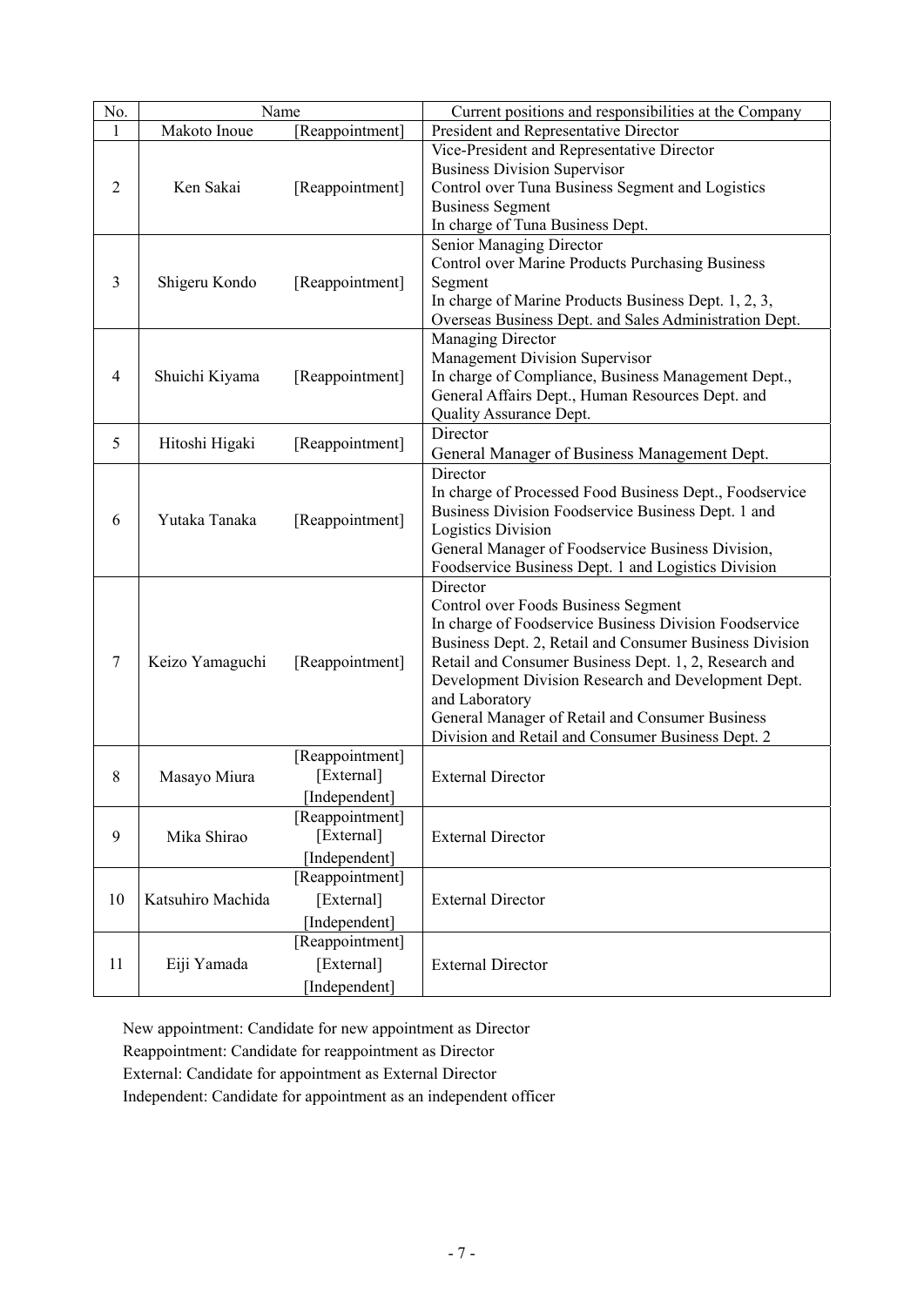| No. | Name | | Current positions and responsibilities at the Company |
|---|---|---|---|
| 1 | Makoto Inoue | [Reappointment] | President and Representative Director |
| 2 | Ken Sakai | [Reappointment] | Vice-President and Representative Director<br>Business Division Supervisor<br>Control over Tuna Business Segment and Logistics Business Segment<br>In charge of Tuna Business Dept. |
| 3 | Shigeru Kondo | [Reappointment] | Senior Managing Director<br>Control over Marine Products Purchasing Business Segment<br>In charge of Marine Products Business Dept. 1, 2, 3, Overseas Business Dept. and Sales Administration Dept. |
| 4 | Shuichi Kiyama | [Reappointment] | Managing Director<br>Management Division Supervisor<br>In charge of Compliance, Business Management Dept., General Affairs Dept., Human Resources Dept. and Quality Assurance Dept. |
| 5 | Hitoshi Higaki | [Reappointment] | Director<br>General Manager of Business Management Dept. |
| 6 | Yutaka Tanaka | [Reappointment] | Director<br>In charge of Processed Food Business Dept., Foodservice Business Division Foodservice Business Dept. 1 and Logistics Division<br>General Manager of Foodservice Business Division, Foodservice Business Dept. 1 and Logistics Division |
| 7 | Keizo Yamaguchi | [Reappointment] | Director<br>Control over Foods Business Segment<br>In charge of Foodservice Business Division Foodservice Business Dept. 2, Retail and Consumer Business Division Retail and Consumer Business Dept. 1, 2, Research and Development Division Research and Development Dept. and Laboratory<br>General Manager of Retail and Consumer Business Division and Retail and Consumer Business Dept. 2 |
| 8 | Masayo Miura | [Reappointment]<br>[External]<br>[Independent] | External Director |
| 9 | Mika Shirao | [Reappointment]<br>[External]<br>[Independent] | External Director |
| 10 | Katsuhiro Machida | [Reappointment]<br>[External]<br>[Independent] | External Director |
| 11 | Eiji Yamada | [Reappointment]<br>[External]<br>[Independent] | External Director |

New appointment: Candidate for new appointment as Director
Reappointment: Candidate for reappointment as Director
External: Candidate for appointment as External Director
Independent: Candidate for appointment as an independent officer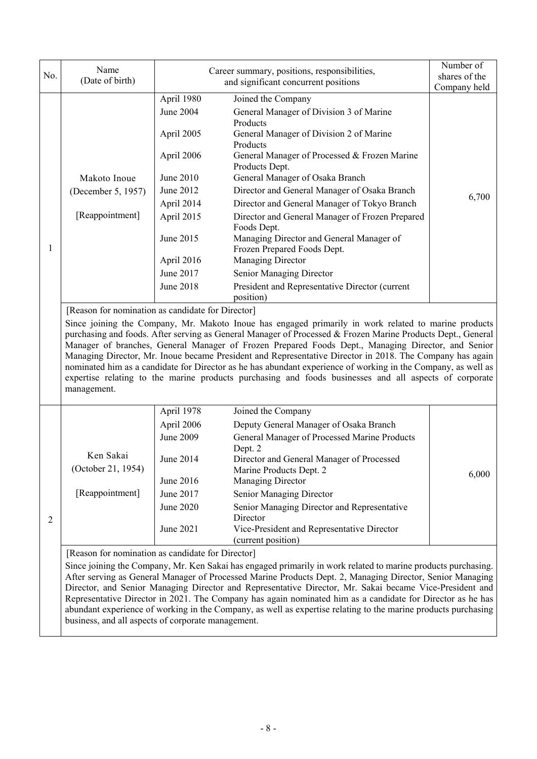| No. | Name (Date of birth) | Career summary, positions, responsibilities, and significant concurrent positions | | Number of shares of the Company held |
|---|---|---|---|---|
| 1 | Makoto Inoue (December 5, 1957) [Reappointment] | April 1980 | Joined the Company | 6,700 |
| | | June 2004 | General Manager of Division 3 of Marine Products | |
| | | April 2005 | General Manager of Division 2 of Marine Products | |
| | | April 2006 | General Manager of Processed & Frozen Marine Products Dept. | |
| | | June 2010 | General Manager of Osaka Branch | |
| | | June 2012 | Director and General Manager of Osaka Branch | |
| | | April 2014 | Director and General Manager of Tokyo Branch | |
| | | April 2015 | Director and General Manager of Frozen Prepared Foods Dept. | |
| | | June 2015 | Managing Director and General Manager of Frozen Prepared Foods Dept. | |
| | | April 2016 | Managing Director | |
| | | June 2017 | Senior Managing Director | |
| | | June 2018 | President and Representative Director (current position) | |

[Reason for nomination as candidate for Director]

Since joining the Company, Mr. Makoto Inoue has engaged primarily in work related to marine products purchasing and foods. After serving as General Manager of Processed & Frozen Marine Products Dept., General Manager of branches, General Manager of Frozen Prepared Foods Dept., Managing Director, and Senior Managing Director, Mr. Inoue became President and Representative Director in 2018. The Company has again nominated him as a candidate for Director as he has abundant experience of working in the Company, as well as expertise relating to the marine products purchasing and foods businesses and all aspects of corporate management.

| No. | Name (Date of birth) | Career summary, positions, responsibilities, and significant concurrent positions | | Number of shares of the Company held |
|---|---|---|---|---|
| 2 | Ken Sakai (October 21, 1954) [Reappointment] | April 1978 | Joined the Company | 6,000 |
| | | April 2006 | Deputy General Manager of Osaka Branch | |
| | | June 2009 | General Manager of Processed Marine Products Dept. 2 | |
| | | June 2014 | Director and General Manager of Processed Marine Products Dept. 2 | |
| | | June 2016 | Managing Director | |
| | | June 2017 | Senior Managing Director | |
| | | June 2020 | Senior Managing Director and Representative Director | |
| | | June 2021 | Vice-President and Representative Director (current position) | |

[Reason for nomination as candidate for Director]

Since joining the Company, Mr. Ken Sakai has engaged primarily in work related to marine products purchasing. After serving as General Manager of Processed Marine Products Dept. 2, Managing Director, Senior Managing Director, and Senior Managing Director and Representative Director, Mr. Sakai became Vice-President and Representative Director in 2021. The Company has again nominated him as a candidate for Director as he has abundant experience of working in the Company, as well as expertise relating to the marine products purchasing business, and all aspects of corporate management.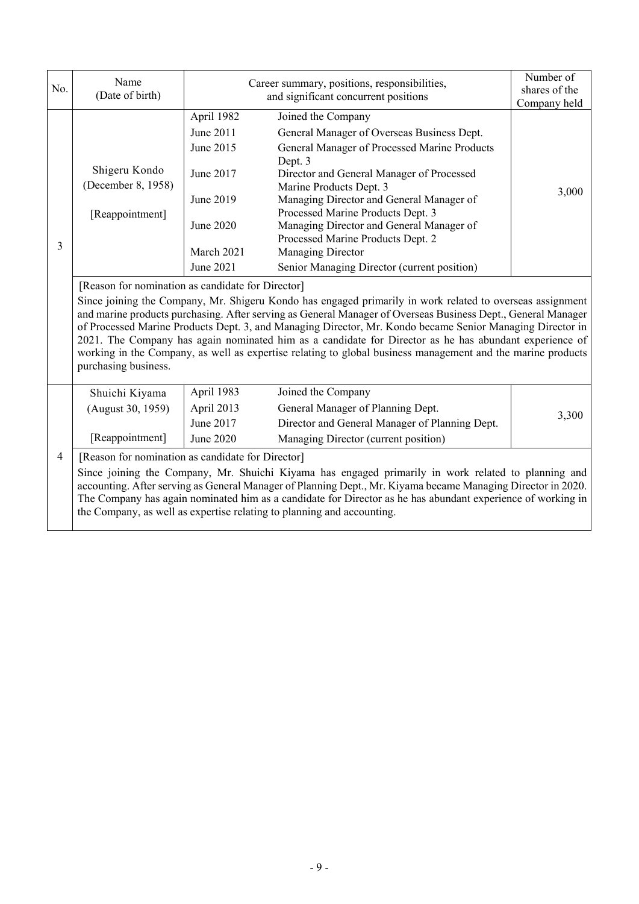| No. | Name (Date of birth) | Career summary, positions, responsibilities, and significant concurrent positions | | Number of shares of the Company held |
|---|---|---|---|---|
| 3 | Shigeru Kondo (December 8, 1958) [Reappointment] | April 1982 | Joined the Company | 3,000 |
| | | June 2011 | General Manager of Overseas Business Dept. | |
| | | June 2015 | General Manager of Processed Marine Products Dept. 3 | |
| | | June 2017 | Director and General Manager of Processed Marine Products Dept. 3 | |
| | | June 2019 | Managing Director and General Manager of Processed Marine Products Dept. 3 | |
| | | June 2020 | Managing Director and General Manager of Processed Marine Products Dept. 2 | |
| | | March 2021 | Managing Director | |
| | | June 2021 | Senior Managing Director (current position) | |
| | [Reason for nomination as candidate for Director] Since joining the Company, Mr. Shigeru Kondo has engaged primarily in work related to overseas assignment and marine products purchasing. After serving as General Manager of Overseas Business Dept., General Manager of Processed Marine Products Dept. 3, and Managing Director, Mr. Kondo became Senior Managing Director in 2021. The Company has again nominated him as a candidate for Director as he has abundant experience of working in the Company, as well as expertise relating to global business management and the marine products purchasing business. | | | |
| 4 | Shuichi Kiyama (August 30, 1959) [Reappointment] | April 1983 | Joined the Company | 3,300 |
| | | April 2013 | General Manager of Planning Dept. | |
| | | June 2017 | Director and General Manager of Planning Dept. | |
| | | June 2020 | Managing Director (current position) | |
| | [Reason for nomination as candidate for Director] Since joining the Company, Mr. Shuichi Kiyama has engaged primarily in work related to planning and accounting. After serving as General Manager of Planning Dept., Mr. Kiyama became Managing Director in 2020. The Company has again nominated him as a candidate for Director as he has abundant experience of working in the Company, as well as expertise relating to planning and accounting. | | | |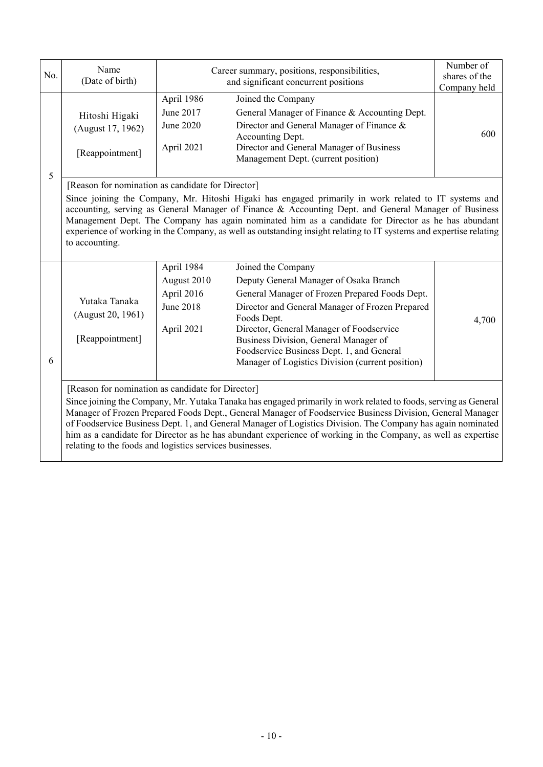| No. | Name (Date of birth) | Career summary, positions, responsibilities, and significant concurrent positions | | Number of shares of the Company held |
|---|---|---|---|---|
| 5 | Hitoshi Higaki (August 17, 1962) [Reappointment] | April 1986<br>June 2017<br>June 2020<br>April 2021 | Joined the Company<br>General Manager of Finance & Accounting Dept.<br>Director and General Manager of Finance & Accounting Dept.<br>Director and General Manager of Business Management Dept. (current position) | 600 |
| | [Reason for nomination as candidate for Director]<br>Since joining the Company, Mr. Hitoshi Higaki has engaged primarily in work related to IT systems and accounting, serving as General Manager of Finance & Accounting Dept. and General Manager of Business Management Dept. The Company has again nominated him as a candidate for Director as he has abundant experience of working in the Company, as well as outstanding insight relating to IT systems and expertise relating to accounting. | | | |
| 6 | Yutaka Tanaka (August 20, 1961) [Reappointment] | April 1984<br>August 2010<br>April 2016<br>June 2018<br>April 2021 | Joined the Company<br>Deputy General Manager of Osaka Branch<br>General Manager of Frozen Prepared Foods Dept.<br>Director and General Manager of Frozen Prepared Foods Dept.<br>Director, General Manager of Foodservice Business Division, General Manager of Foodservice Business Dept. 1, and General Manager of Logistics Division (current position) | 4,700 |
| | [Reason for nomination as candidate for Director]<br>Since joining the Company, Mr. Yutaka Tanaka has engaged primarily in work related to foods, serving as General Manager of Frozen Prepared Foods Dept., General Manager of Foodservice Business Division, General Manager of Foodservice Business Dept. 1, and General Manager of Logistics Division. The Company has again nominated him as a candidate for Director as he has abundant experience of working in the Company, as well as expertise relating to the foods and logistics services businesses. | | | |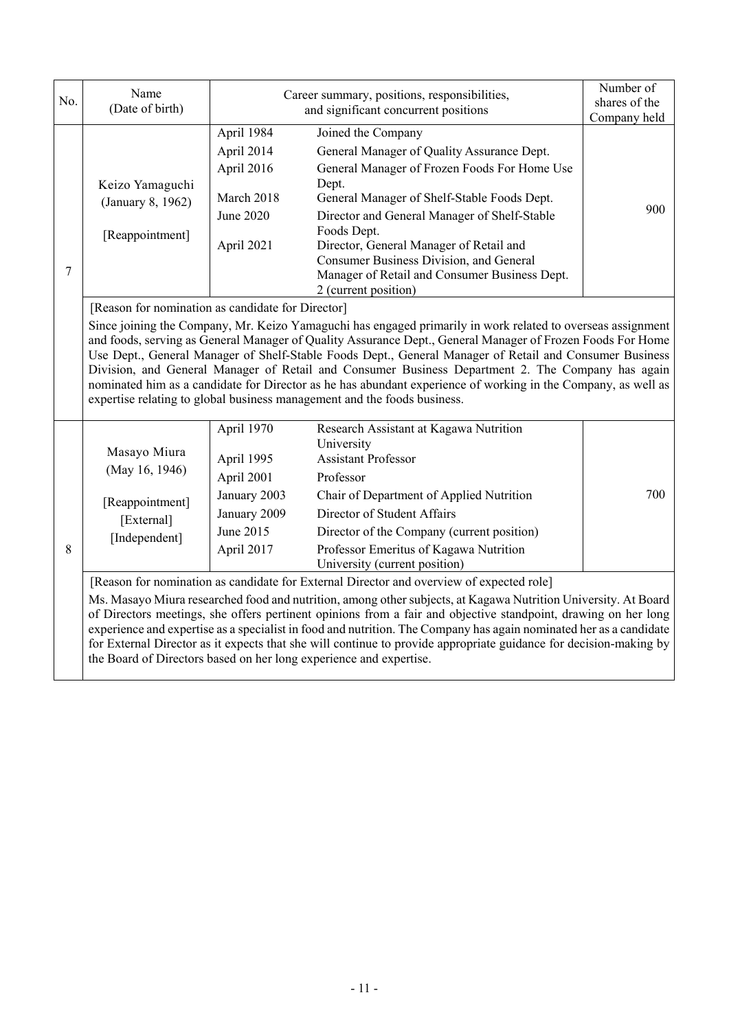| No. | Name (Date of birth) | Career summary, positions, responsibilities, and significant concurrent positions | | Number of shares of the Company held |
|---|---|---|---|---|
| 7 | Keizo Yamaguchi (January 8, 1962) [Reappointment] | April 1984 | Joined the Company | 900 |
| | | April 2014 | General Manager of Quality Assurance Dept. | |
| | | April 2016 | General Manager of Frozen Foods For Home Use Dept. | |
| | | March 2018 | General Manager of Shelf-Stable Foods Dept. | |
| | | June 2020 | Director and General Manager of Shelf-Stable Foods Dept. | |
| | | April 2021 | Director, General Manager of Retail and Consumer Business Division, and General Manager of Retail and Consumer Business Dept. 2 (current position) | |

[Reason for nomination as candidate for Director]

Since joining the Company, Mr. Keizo Yamaguchi has engaged primarily in work related to overseas assignment and foods, serving as General Manager of Quality Assurance Dept., General Manager of Frozen Foods For Home Use Dept., General Manager of Shelf-Stable Foods Dept., General Manager of Retail and Consumer Business Division, and General Manager of Retail and Consumer Business Department 2. The Company has again nominated him as a candidate for Director as he has abundant experience of working in the Company, as well as expertise relating to global business management and the foods business.

| No. | Name (Date of birth) | Career summary, positions, responsibilities, and significant concurrent positions | | Number of shares of the Company held |
|---|---|---|---|---|
| 8 | Masayo Miura (May 16, 1946) [Reappointment] [External] [Independent] | April 1970 | Research Assistant at Kagawa Nutrition University | 700 |
| | | April 1995 | Assistant Professor | |
| | | April 2001 | Professor | |
| | | January 2003 | Chair of Department of Applied Nutrition | |
| | | January 2009 | Director of Student Affairs | |
| | | June 2015 | Director of the Company (current position) | |
| | | April 2017 | Professor Emeritus of Kagawa Nutrition University (current position) | |

[Reason for nomination as candidate for External Director and overview of expected role]

Ms. Masayo Miura researched food and nutrition, among other subjects, at Kagawa Nutrition University. At Board of Directors meetings, she offers pertinent opinions from a fair and objective standpoint, drawing on her long experience and expertise as a specialist in food and nutrition. The Company has again nominated her as a candidate for External Director as it expects that she will continue to provide appropriate guidance for decision-making by the Board of Directors based on her long experience and expertise.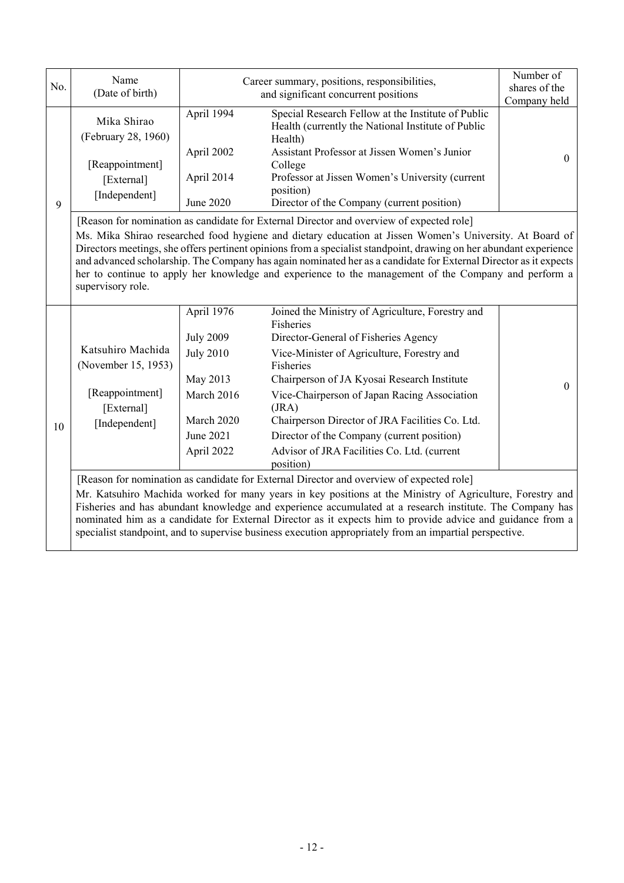| No. | Name (Date of birth) | Career summary, positions, responsibilities, and significant concurrent positions | | Number of shares of the Company held |
|---|---|---|---|---|
| 9 | Mika Shirao (February 28, 1960) [Reappointment] [External] [Independent] | April 1994 | Special Research Fellow at the Institute of Public Health (currently the National Institute of Public Health) | 0 |
| | | April 2002 | Assistant Professor at Jissen Women's Junior College | |
| | | April 2014 | Professor at Jissen Women's University (current position) | |
| | | June 2020 | Director of the Company (current position) | |
| | [Reason for nomination as candidate for External Director and overview of expected role] Ms. Mika Shirao researched food hygiene and dietary education at Jissen Women's University. At Board of Directors meetings, she offers pertinent opinions from a specialist standpoint, drawing on her abundant experience and advanced scholarship. The Company has again nominated her as a candidate for External Director as it expects her to continue to apply her knowledge and experience to the management of the Company and perform a supervisory role. | | | |
| 10 | Katsuhiro Machida (November 15, 1953) [Reappointment] [External] [Independent] | April 1976 | Joined the Ministry of Agriculture, Forestry and Fisheries | 0 |
| | | July 2009 | Director-General of Fisheries Agency | |
| | | July 2010 | Vice-Minister of Agriculture, Forestry and Fisheries | |
| | | May 2013 | Chairperson of JA Kyosai Research Institute | |
| | | March 2016 | Vice-Chairperson of Japan Racing Association (JRA) | |
| | | March 2020 | Chairperson Director of JRA Facilities Co. Ltd. | |
| | | June 2021 | Director of the Company (current position) | |
| | | April 2022 | Advisor of JRA Facilities Co. Ltd. (current position) | |
| | [Reason for nomination as candidate for External Director and overview of expected role] Mr. Katsuhiro Machida worked for many years in key positions at the Ministry of Agriculture, Forestry and Fisheries and has abundant knowledge and experience accumulated at a research institute. The Company has nominated him as a candidate for External Director as it expects him to provide advice and guidance from a specialist standpoint, and to supervise business execution appropriately from an impartial perspective. | | | |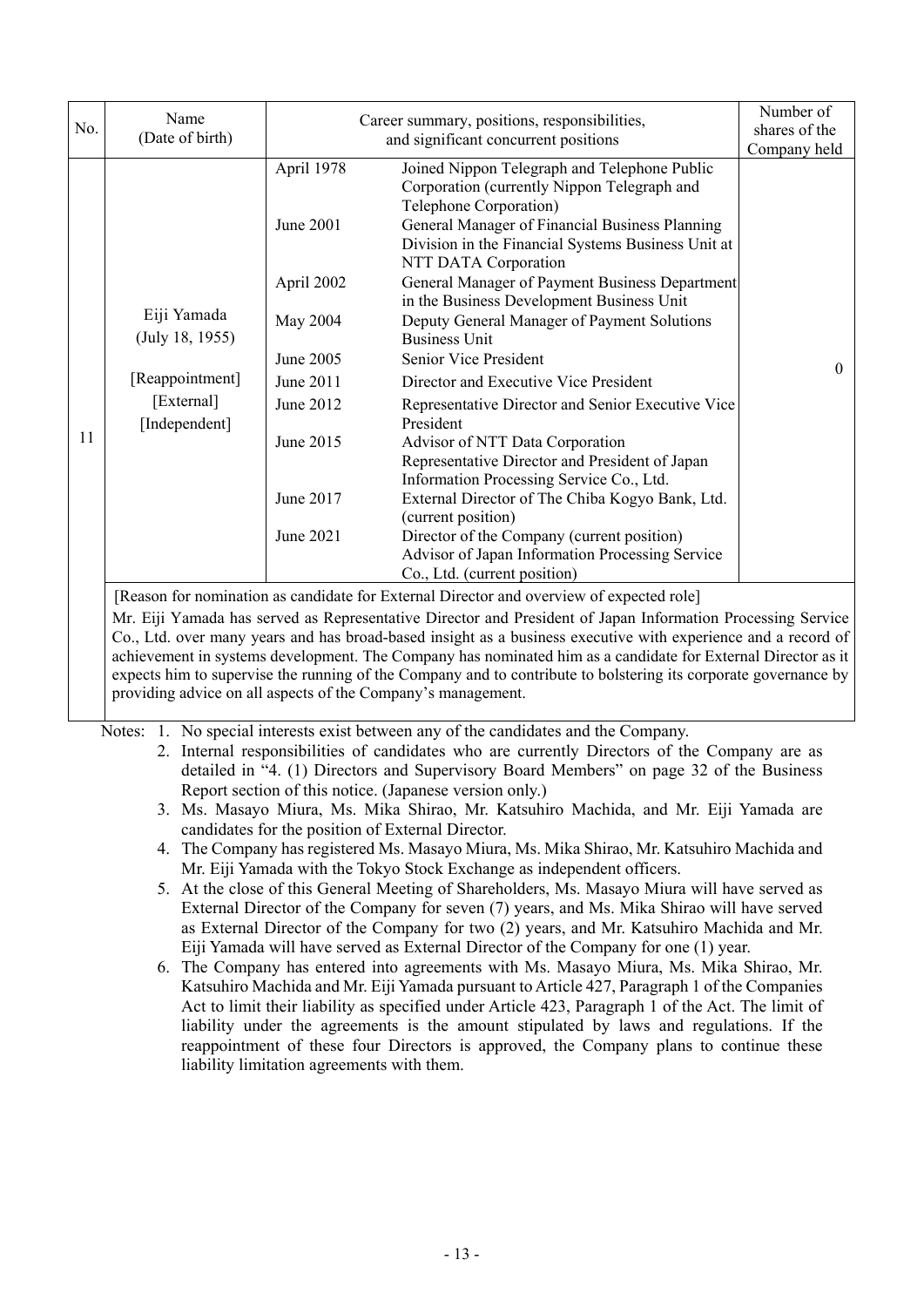| No. | Name (Date of birth) | Career summary, positions, responsibilities, and significant concurrent positions | | Number of shares of the Company held |
|---|---|---|---|---|
| 11 | Eiji Yamada (July 18, 1955) [Reappointment] [External] [Independent] | April 1978 | Joined Nippon Telegraph and Telephone Public Corporation (currently Nippon Telegraph and Telephone Corporation) | 0 |
| | | June 2001 | General Manager of Financial Business Planning Division in the Financial Systems Business Unit at NTT DATA Corporation | |
| | | April 2002 | General Manager of Payment Business Department in the Business Development Business Unit | |
| | | May 2004 | Deputy General Manager of Payment Solutions Business Unit | |
| | | June 2005 | Senior Vice President | |
| | | June 2011 | Director and Executive Vice President | |
| | | June 2012 | Representative Director and Senior Executive Vice President | |
| | | June 2015 | Advisor of NTT Data Corporation<br>Representative Director and President of Japan Information Processing Service Co., Ltd. | |
| | | June 2017 | External Director of The Chiba Kogyo Bank, Ltd. (current position) | |
| | | June 2021 | Director of the Company (current position)<br>Advisor of Japan Information Processing Service Co., Ltd. (current position) | |

[Reason for nomination as candidate for External Director and overview of expected role]

Mr. Eiji Yamada has served as Representative Director and President of Japan Information Processing Service Co., Ltd. over many years and has broad-based insight as a business executive with experience and a record of achievement in systems development. The Company has nominated him as a candidate for External Director as it expects him to supervise the running of the Company and to contribute to bolstering its corporate governance by providing advice on all aspects of the Company's management.

Notes:

1. No special interests exist between any of the candidates and the Company.
2. Internal responsibilities of candidates who are currently Directors of the Company are as detailed in "4. (1) Directors and Supervisory Board Members" on page 32 of the Business Report section of this notice. (Japanese version only.)
3. Ms. Masayo Miura, Ms. Mika Shirao, Mr. Katsuhiro Machida, and Mr. Eiji Yamada are candidates for the position of External Director.
4. The Company has registered Ms. Masayo Miura, Ms. Mika Shirao, Mr. Katsuhiro Machida and Mr. Eiji Yamada with the Tokyo Stock Exchange as independent officers.
5. At the close of this General Meeting of Shareholders, Ms. Masayo Miura will have served as External Director of the Company for seven (7) years, and Ms. Mika Shirao will have served as External Director of the Company for two (2) years, and Mr. Katsuhiro Machida and Mr. Eiji Yamada will have served as External Director of the Company for one (1) year.
6. The Company has entered into agreements with Ms. Masayo Miura, Ms. Mika Shirao, Mr. Katsuhiro Machida and Mr. Eiji Yamada pursuant to Article 427, Paragraph 1 of the Companies Act to limit their liability as specified under Article 423, Paragraph 1 of the Act. The limit of liability under the agreements is the amount stipulated by laws and regulations. If the reappointment of these four Directors is approved, the Company plans to continue these liability limitation agreements with them.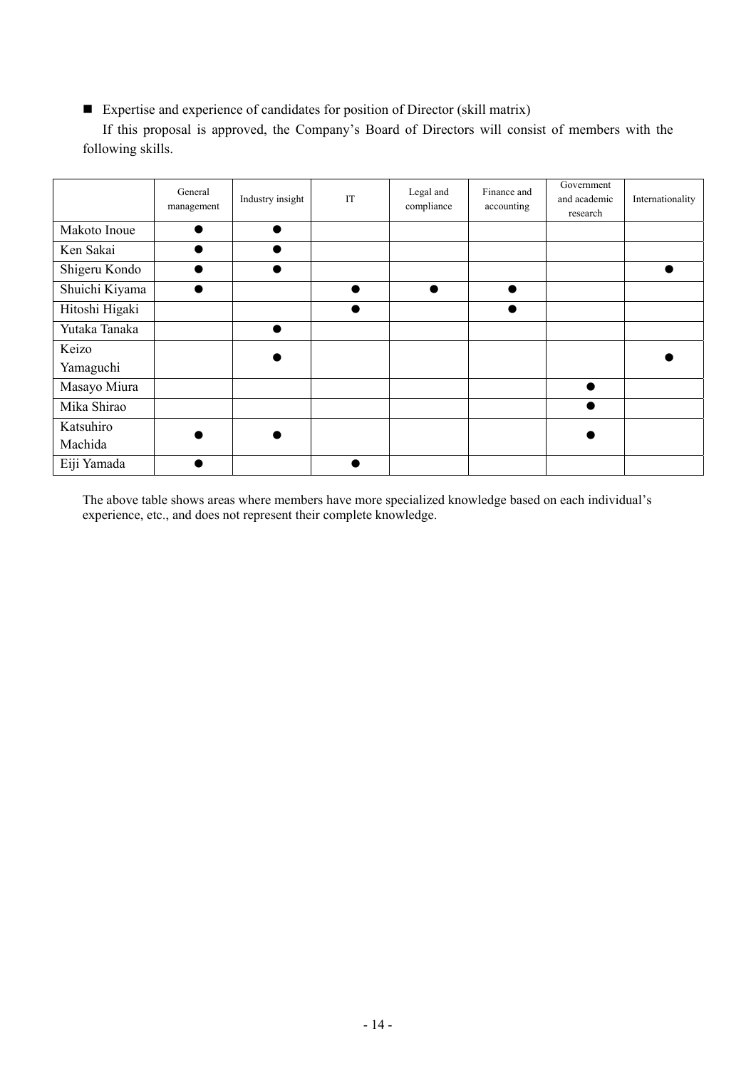■ Expertise and experience of candidates for position of Director (skill matrix)

If this proposal is approved, the Company's Board of Directors will consist of members with the following skills.

| | General management | Industry insight | IT | Legal and compliance | Finance and accounting | Government and academic research | Internationality |
|---|---|---|---|---|---|---|---|
| Makoto Inoue | ● | ● | | | | | |
| Ken Sakai | ● | ● | | | | | |
| Shigeru Kondo | ● | ● | | | | | ● |
| Shuichi Kiyama | ● | | ● | ● | ● | | |
| Hitoshi Higaki | | | ● | | ● | | |
| Yutaka Tanaka | | ● | | | | | |
| Keizo Yamaguchi | | ● | | | | | ● |
| Masayo Miura | | | | | | ● | |
| Mika Shirao | | | | | | ● | |
| Katsuhiro Machida | ● | ● | | | | ● | |
| Eiji Yamada | ● | | ● | | | | |

The above table shows areas where members have more specialized knowledge based on each individual's experience, etc., and does not represent their complete knowledge.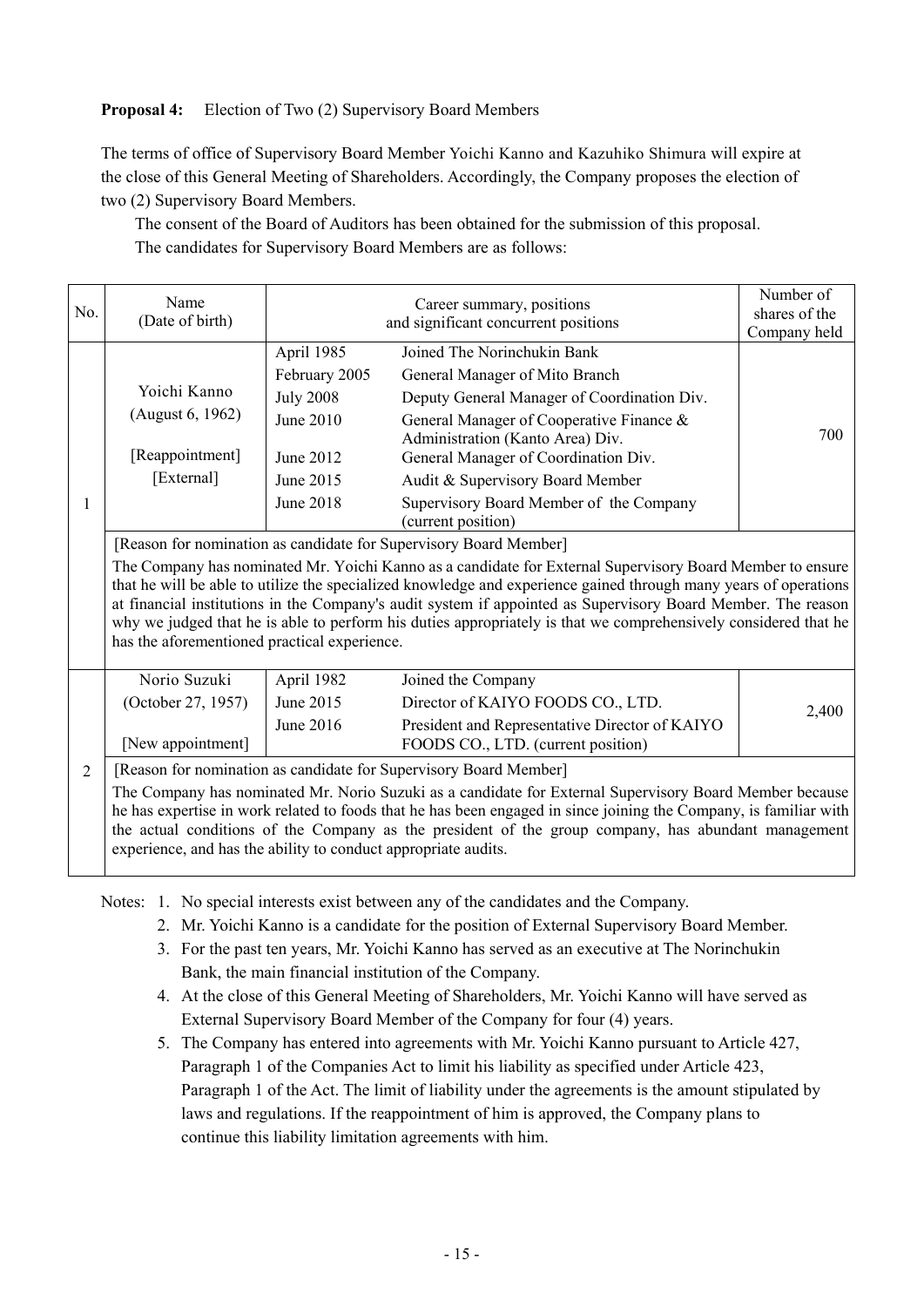**Proposal 4:** Election of Two (2) Supervisory Board Members

The terms of office of Supervisory Board Member Yoichi Kanno and Kazuhiko Shimura will expire at the close of this General Meeting of Shareholders. Accordingly, the Company proposes the election of two (2) Supervisory Board Members.

The consent of the Board of Auditors has been obtained for the submission of this proposal.

The candidates for Supervisory Board Members are as follows:

| No. | Name (Date of birth) | Career summary, positions and significant concurrent positions | | Number of shares of the Company held |
|---|---|---|---|---|
| 1 | Yoichi Kanno (August 6, 1962) [Reappointment] [External] | April 1985 | Joined The Norinchukin Bank | 700 |
| | | February 2005 | General Manager of Mito Branch | |
| | | July 2008 | Deputy General Manager of Coordination Div. | |
| | | June 2010 | General Manager of Cooperative Finance & Administration (Kanto Area) Div. | |
| | | June 2012 | General Manager of Coordination Div. | |
| | | June 2015 | Audit & Supervisory Board Member | |
| | | June 2018 | Supervisory Board Member of the Company (current position) | |
| | [Reason for nomination as candidate for Supervisory Board Member] The Company has nominated Mr. Yoichi Kanno as a candidate for External Supervisory Board Member to ensure that he will be able to utilize the specialized knowledge and experience gained through many years of operations at financial institutions in the Company's audit system if appointed as Supervisory Board Member. The reason why we judged that he is able to perform his duties appropriately is that we comprehensively considered that he has the aforementioned practical experience. | | | |
| 2 | Norio Suzuki (October 27, 1957) [New appointment] | April 1982 | Joined the Company | 2,400 |
| | | June 2015 | Director of KAIYO FOODS CO., LTD. | |
| | | June 2016 | President and Representative Director of KAIYO FOODS CO., LTD. (current position) | |
| | [Reason for nomination as candidate for Supervisory Board Member] The Company has nominated Mr. Norio Suzuki as a candidate for External Supervisory Board Member because he has expertise in work related to foods that he has been engaged in since joining the Company, is familiar with the actual conditions of the Company as the president of the group company, has abundant management experience, and has the ability to conduct appropriate audits. | | | |

Notes:
1. No special interests exist between any of the candidates and the Company.
2. Mr. Yoichi Kanno is a candidate for the position of External Supervisory Board Member.
3. For the past ten years, Mr. Yoichi Kanno has served as an executive at The Norinchukin Bank, the main financial institution of the Company.
4. At the close of this General Meeting of Shareholders, Mr. Yoichi Kanno will have served as External Supervisory Board Member of the Company for four (4) years.
5. The Company has entered into agreements with Mr. Yoichi Kanno pursuant to Article 427, Paragraph 1 of the Companies Act to limit his liability as specified under Article 423, Paragraph 1 of the Act. The limit of liability under the agreements is the amount stipulated by laws and regulations. If the reappointment of him is approved, the Company plans to continue this liability limitation agreements with him.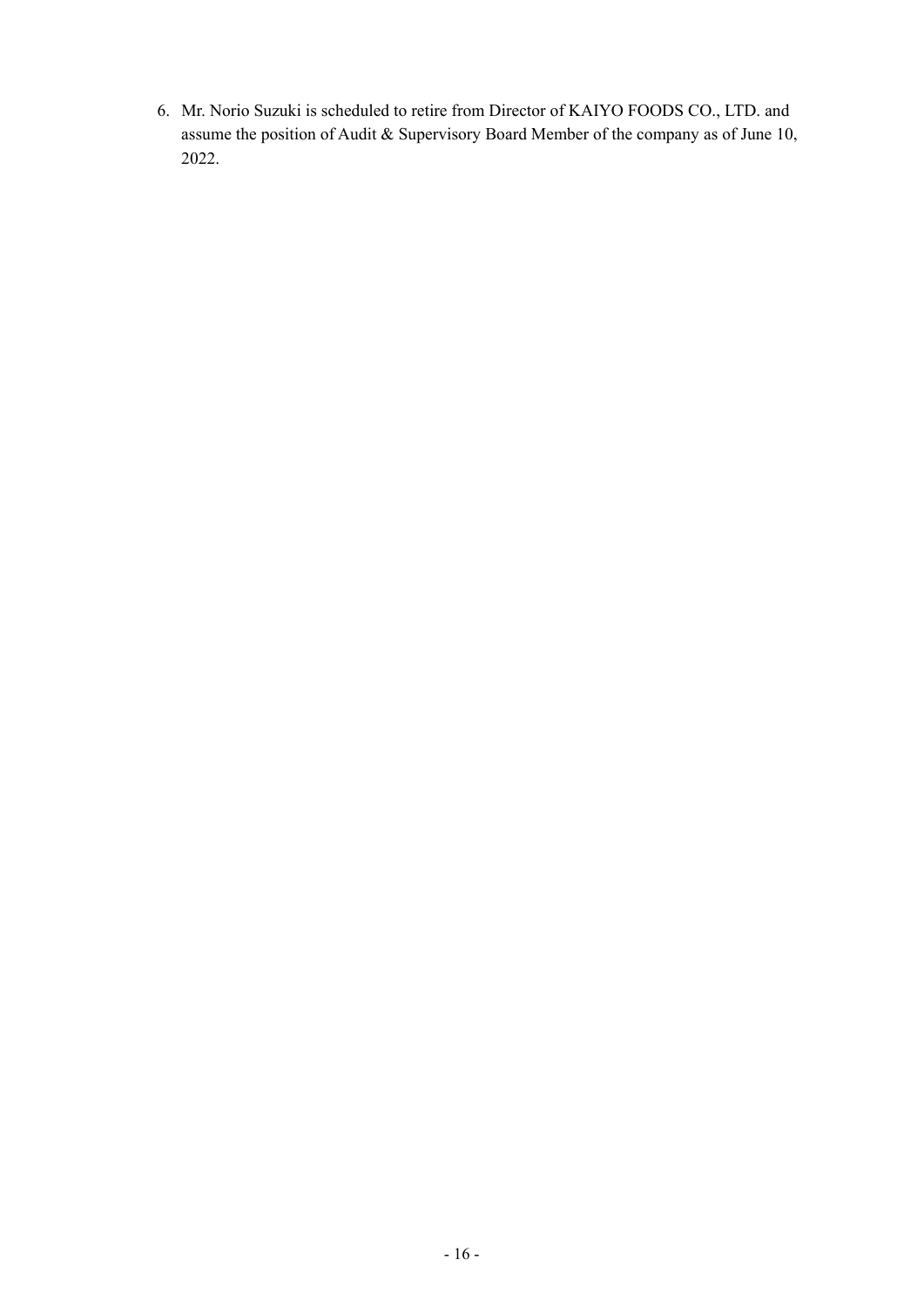6. Mr. Norio Suzuki is scheduled to retire from Director of KAIYO FOODS CO., LTD. and assume the position of Audit & Supervisory Board Member of the company as of June 10, 2022.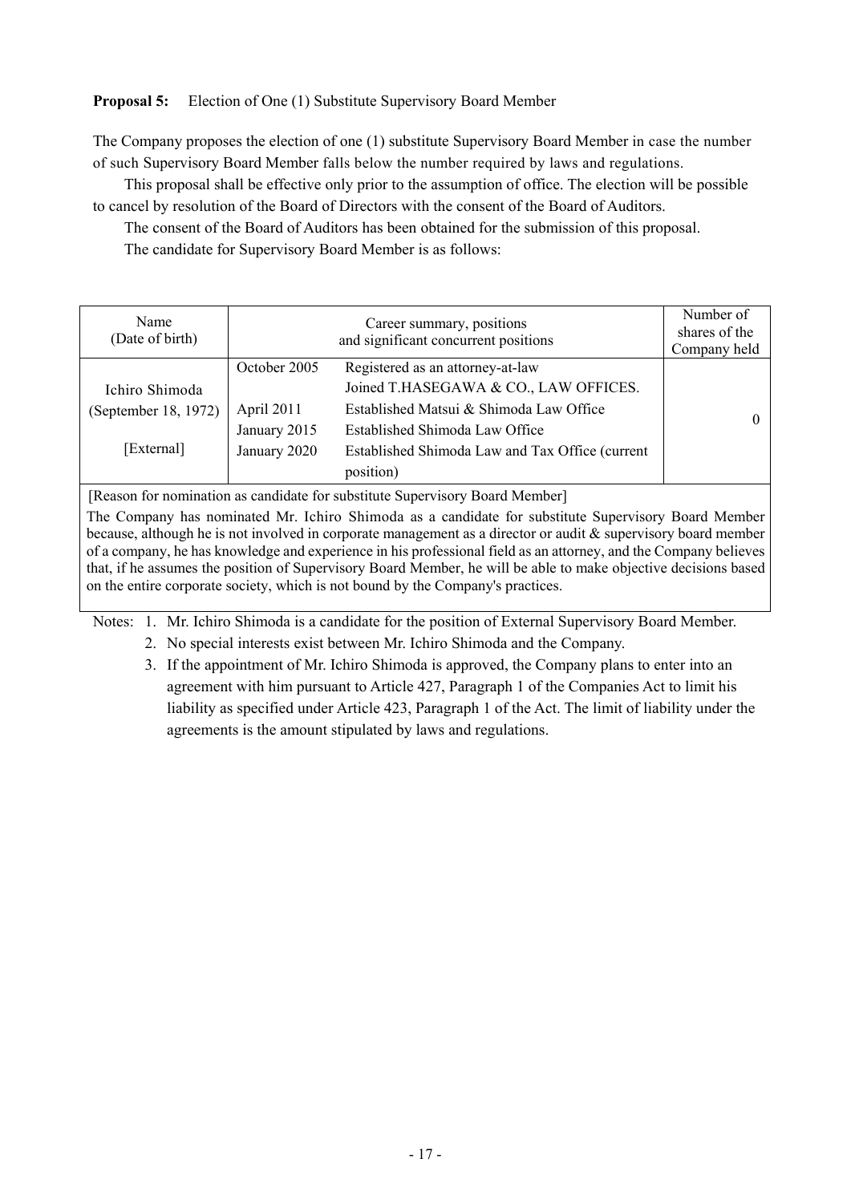**Proposal 5:** Election of One (1) Substitute Supervisory Board Member

The Company proposes the election of one (1) substitute Supervisory Board Member in case the number of such Supervisory Board Member falls below the number required by laws and regulations.

This proposal shall be effective only prior to the assumption of office. The election will be possible to cancel by resolution of the Board of Directors with the consent of the Board of Auditors.

The consent of the Board of Auditors has been obtained for the submission of this proposal.

The candidate for Supervisory Board Member is as follows:

| Name (Date of birth) | Career summary, positions and significant concurrent positions | | Number of shares of the Company held |
|---|---|---|---|
| Ichiro Shimoda (September 18, 1972) [External] | October 2005 | Registered as an attorney-at-law Joined T.HASEGAWA & CO., LAW OFFICES. | 0 |
| | April 2011 | Established Matsui & Shimoda Law Office | |
| | January 2015 | Established Shimoda Law Office | |
| | January 2020 | Established Shimoda Law and Tax Office (current position) | |

[Reason for nomination as candidate for substitute Supervisory Board Member]

The Company has nominated Mr. Ichiro Shimoda as a candidate for substitute Supervisory Board Member because, although he is not involved in corporate management as a director or audit & supervisory board member of a company, he has knowledge and experience in his professional field as an attorney, and the Company believes that, if he assumes the position of Supervisory Board Member, he will be able to make objective decisions based on the entire corporate society, which is not bound by the Company's practices.

Notes:
1. Mr. Ichiro Shimoda is a candidate for the position of External Supervisory Board Member.
2. No special interests exist between Mr. Ichiro Shimoda and the Company.
3. If the appointment of Mr. Ichiro Shimoda is approved, the Company plans to enter into an agreement with him pursuant to Article 427, Paragraph 1 of the Companies Act to limit his liability as specified under Article 423, Paragraph 1 of the Act. The limit of liability under the agreements is the amount stipulated by laws and regulations.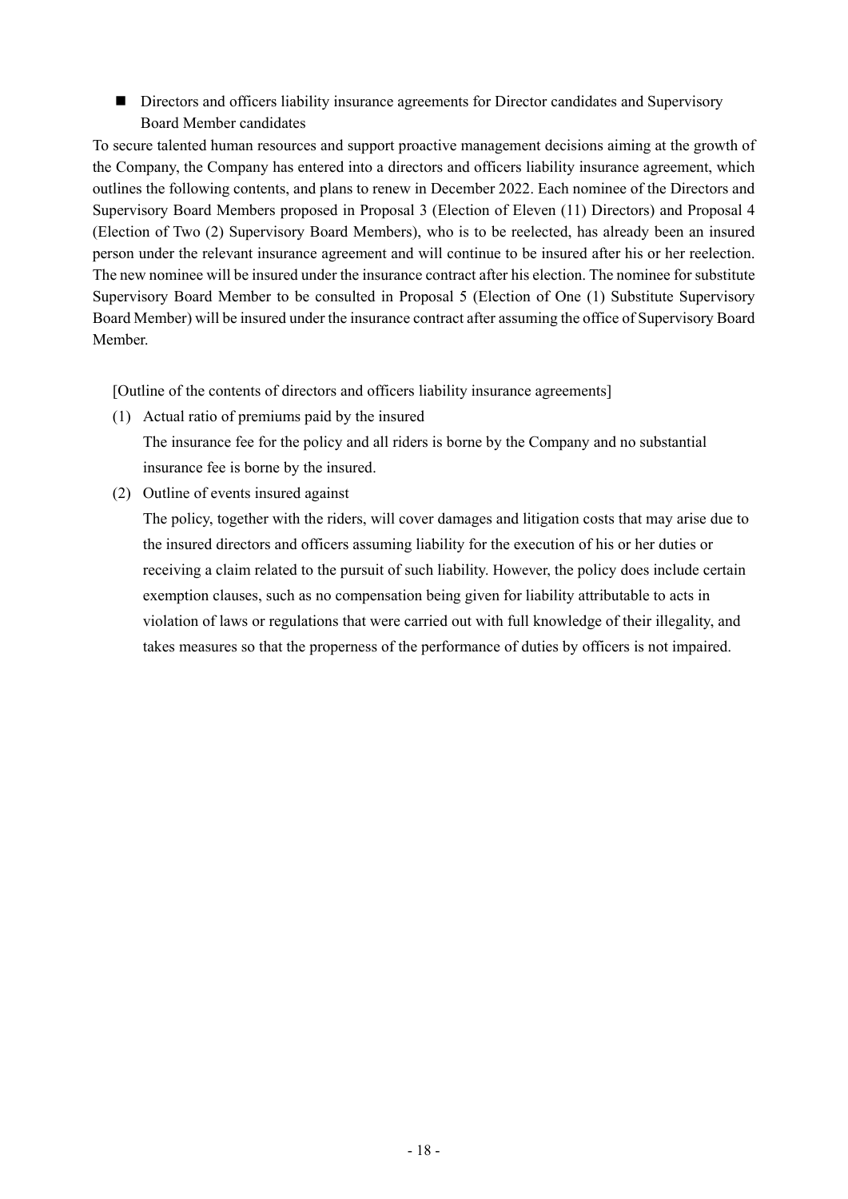- Directors and officers liability insurance agreements for Director candidates and Supervisory Board Member candidates

To secure talented human resources and support proactive management decisions aiming at the growth of the Company, the Company has entered into a directors and officers liability insurance agreement, which outlines the following contents, and plans to renew in December 2022. Each nominee of the Directors and Supervisory Board Members proposed in Proposal 3 (Election of Eleven (11) Directors) and Proposal 4 (Election of Two (2) Supervisory Board Members), who is to be reelected, has already been an insured person under the relevant insurance agreement and will continue to be insured after his or her reelection. The new nominee will be insured under the insurance contract after his election. The nominee for substitute Supervisory Board Member to be consulted in Proposal 5 (Election of One (1) Substitute Supervisory Board Member) will be insured under the insurance contract after assuming the office of Supervisory Board Member.

[Outline of the contents of directors and officers liability insurance agreements]

(1) Actual ratio of premiums paid by the insured

The insurance fee for the policy and all riders is borne by the Company and no substantial insurance fee is borne by the insured.

(2) Outline of events insured against

The policy, together with the riders, will cover damages and litigation costs that may arise due to the insured directors and officers assuming liability for the execution of his or her duties or receiving a claim related to the pursuit of such liability. However, the policy does include certain exemption clauses, such as no compensation being given for liability attributable to acts in violation of laws or regulations that were carried out with full knowledge of their illegality, and takes measures so that the properness of the performance of duties by officers is not impaired.